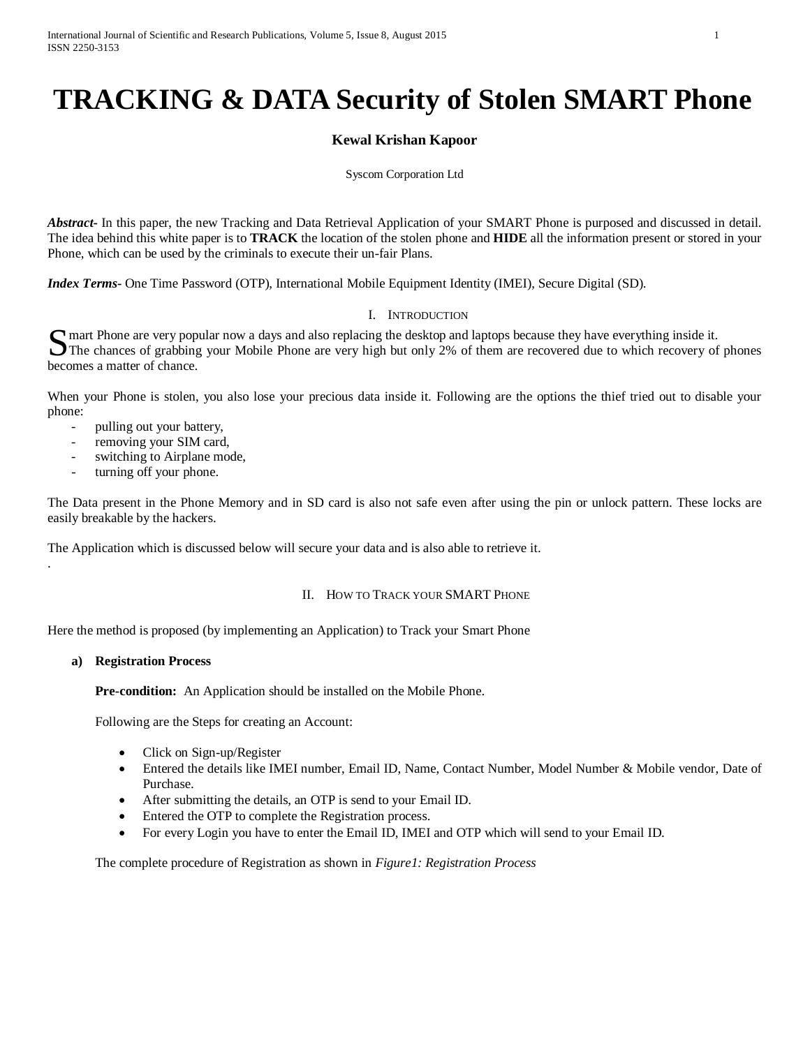# TRACKING & DATA Security of Stolen SMART Phone

**Kewal Krishan Kapoor**

Syscom Corporation Ltd

***Abstract-*** In this paper, the new Tracking and Data Retrieval Application of your SMART Phone is purposed and discussed in detail. The idea behind this white paper is to **TRACK** the location of the stolen phone and **HIDE** all the information present or stored in your Phone, which can be used by the criminals to execute their un-fair Plans.

***Index Terms-*** One Time Password (OTP), International Mobile Equipment Identity (IMEI), Secure Digital (SD).

## I. Introduction

Smart Phone are very popular now a days and also replacing the desktop and laptops because they have everything inside it. The chances of grabbing your Mobile Phone are very high but only 2% of them are recovered due to which recovery of phones becomes a matter of chance.

When your Phone is stolen, you also lose your precious data inside it. Following are the options the thief tried out to disable your phone:

- pulling out your battery,
- removing your SIM card,
- switching to Airplane mode,
- turning off your phone.

The Data present in the Phone Memory and in SD card is also not safe even after using the pin or unlock pattern. These locks are easily breakable by the hackers.

The Application which is discussed below will secure your data and is also able to retrieve it.

.

## II. How to Track your SMART Phone

Here the method is proposed (by implementing an Application) to Track your Smart Phone

### a) Registration Process

**Pre-condition:** An Application should be installed on the Mobile Phone.

Following are the Steps for creating an Account:

- Click on Sign-up/Register
- Entered the details like IMEI number, Email ID, Name, Contact Number, Model Number & Mobile vendor, Date of Purchase.
- After submitting the details, an OTP is send to your Email ID.
- Entered the OTP to complete the Registration process.
- For every Login you have to enter the Email ID, IMEI and OTP which will send to your Email ID.

The complete procedure of Registration as shown in *Figure1: Registration Process*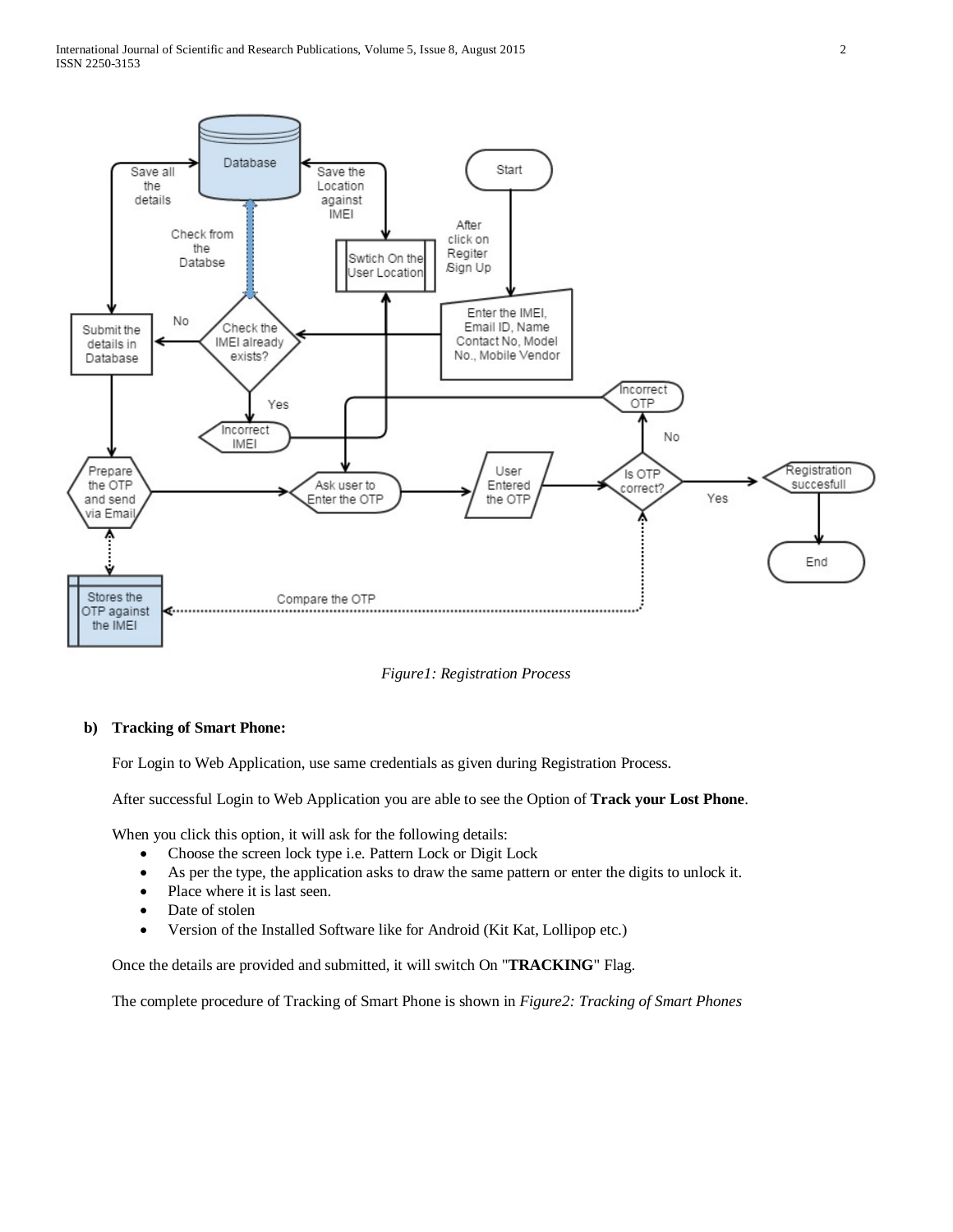*Figure1: Registration Process*

**b) Tracking of Smart Phone:**

For Login to Web Application, use same credentials as given during Registration Process.

After successful Login to Web Application you are able to see the Option of **Track your Lost Phone**.

When you click this option, it will ask for the following details:

- Choose the screen lock type i.e. Pattern Lock or Digit Lock
- As per the type, the application asks to draw the same pattern or enter the digits to unlock it.
- Place where it is last seen.
- Date of stolen
- Version of the Installed Software like for Android (Kit Kat, Lollipop etc.)

Once the details are provided and submitted, it will switch On "**TRACKING**" Flag.

The complete procedure of Tracking of Smart Phone is shown in *Figure2: Tracking of Smart Phones*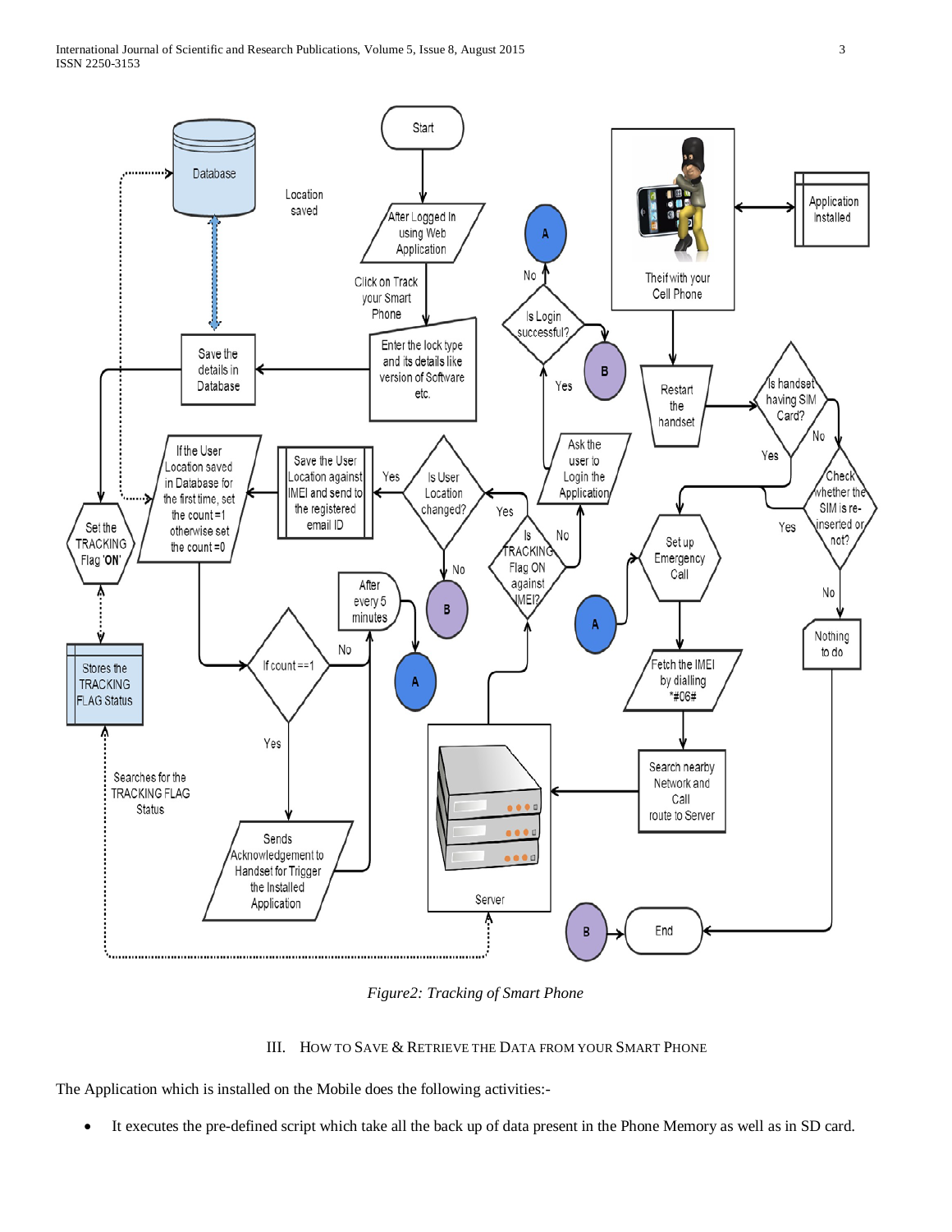Figure2: Tracking of Smart Phone

## III. How to Save & Retrieve the Data from your Smart Phone

The Application which is installed on the Mobile does the following activities:-

- It executes the pre-defined script which take all the back up of data present in the Phone Memory as well as in SD card.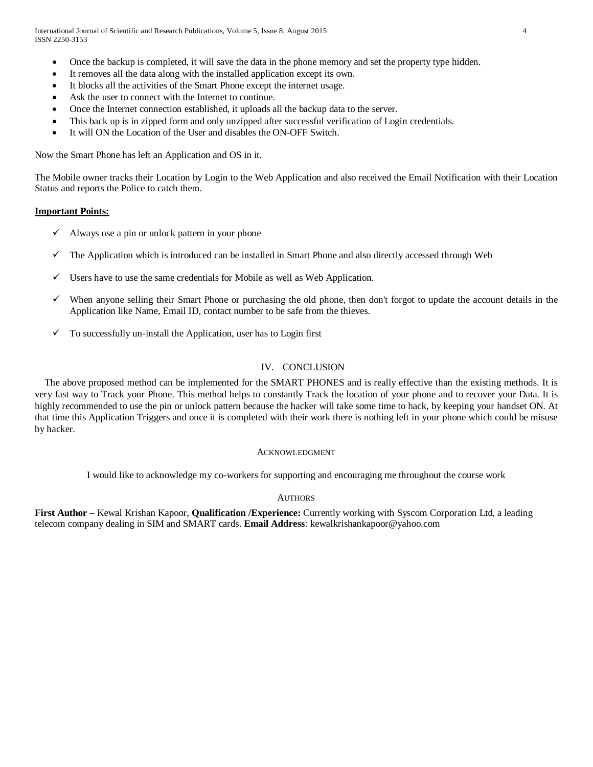- Once the backup is completed, it will save the data in the phone memory and set the property type hidden.
- It removes all the data along with the installed application except its own.
- It blocks all the activities of the Smart Phone except the internet usage.
- Ask the user to connect with the Internet to continue.
- Once the Internet connection established, it uploads all the backup data to the server.
- This back up is in zipped form and only unzipped after successful verification of Login credentials.
- It will ON the Location of the User and disables the ON-OFF Switch.

Now the Smart Phone has left an Application and OS in it.

The Mobile owner tracks their Location by Login to the Web Application and also received the Email Notification with their Location Status and reports the Police to catch them.

**Important Points:**

- ✓ Always use a pin or unlock pattern in your phone
- ✓ The Application which is introduced can be installed in Smart Phone and also directly accessed through Web
- ✓ Users have to use the same credentials for Mobile as well as Web Application.
- ✓ When anyone selling their Smart Phone or purchasing the old phone, then don't forgot to update the account details in the Application like Name, Email ID, contact number to be safe from the thieves.
- ✓ To successfully un-install the Application, user has to Login first

## IV. CONCLUSION

The above proposed method can be implemented for the SMART PHONES and is really effective than the existing methods. It is very fast way to Track your Phone. This method helps to constantly Track the location of your phone and to recover your Data. It is highly recommended to use the pin or unlock pattern because the hacker will take some time to hack, by keeping your handset ON. At that time this Application Triggers and once it is completed with their work there is nothing left in your phone which could be misuse by hacker.

## ACKNOWLEDGMENT

I would like to acknowledge my co-workers for supporting and encouraging me throughout the course work

## AUTHORS

**First Author** – Kewal Krishan Kapoor, **Qualification /Experience:** Currently working with Syscom Corporation Ltd, a leading telecom company dealing in SIM and SMART cards. **Email Address**: kewalkrishankapoor@yahoo.com